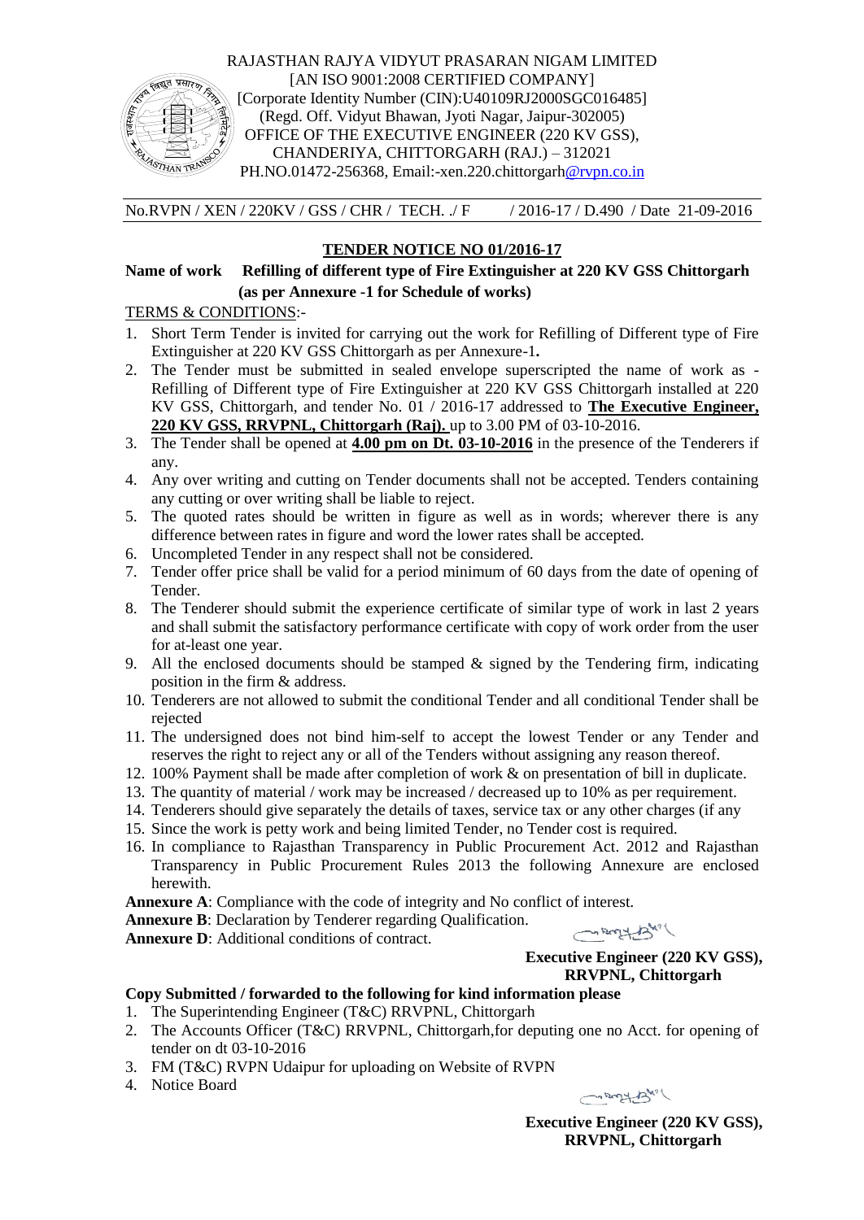RAJASTHAN RAJYA VIDYUT PRASARAN NIGAM LIMITED
[AN ISO 9001:2008 CERTIFIED COMPANY]
[Corporate Identity Number (CIN):U40109RJ2000SGC016485]
(Regd. Off. Vidyut Bhawan, Jyoti Nagar, Jaipur-302005)
OFFICE OF THE EXECUTIVE ENGINEER (220 KV GSS),
CHANDERIYA, CHITTORGARH (RAJ.) – 312021
PH.NO.01472-256368, Email:-xen.220.chittorgarh@rvpn.co.in

No.RVPN / XEN / 220KV / GSS / CHR / TECH. ./ F / 2016-17 / D.490 / Date 21-09-2016

## TENDER NOTICE NO 01/2016-17

**Name of work Refilling of different type of Fire Extinguisher at 220 KV GSS Chittorgarh (as per Annexure -1 for Schedule of works)**

TERMS & CONDITIONS:-

1. Short Term Tender is invited for carrying out the work for Refilling of Different type of Fire Extinguisher at 220 KV GSS Chittorgarh as per Annexure-1**.**
2. The Tender must be submitted in sealed envelope superscripted the name of work as - Refilling of Different type of Fire Extinguisher at 220 KV GSS Chittorgarh installed at 220 KV GSS, Chittorgarh, and tender No. 01 / 2016-17 addressed to **The Executive Engineer, 220 KV GSS, RRVPNL, Chittorgarh (Raj).** up to 3.00 PM of 03-10-2016.
3. The Tender shall be opened at **4.00 pm on Dt. 03-10-2016** in the presence of the Tenderers if any.
4. Any over writing and cutting on Tender documents shall not be accepted. Tenders containing any cutting or over writing shall be liable to reject.
5. The quoted rates should be written in figure as well as in words; wherever there is any difference between rates in figure and word the lower rates shall be accepted.
6. Uncompleted Tender in any respect shall not be considered.
7. Tender offer price shall be valid for a period minimum of 60 days from the date of opening of Tender.
8. The Tenderer should submit the experience certificate of similar type of work in last 2 years and shall submit the satisfactory performance certificate with copy of work order from the user for at-least one year.
9. All the enclosed documents should be stamped & signed by the Tendering firm, indicating position in the firm & address.
10. Tenderers are not allowed to submit the conditional Tender and all conditional Tender shall be rejected
11. The undersigned does not bind him-self to accept the lowest Tender or any Tender and reserves the right to reject any or all of the Tenders without assigning any reason thereof.
12. 100% Payment shall be made after completion of work & on presentation of bill in duplicate.
13. The quantity of material / work may be increased / decreased up to 10% as per requirement.
14. Tenderers should give separately the details of taxes, service tax or any other charges (if any
15. Since the work is petty work and being limited Tender, no Tender cost is required.
16. In compliance to Rajasthan Transparency in Public Procurement Act. 2012 and Rajasthan Transparency in Public Procurement Rules 2013 the following Annexure are enclosed herewith.

**Annexure A**: Compliance with the code of integrity and No conflict of interest.
**Annexure B**: Declaration by Tenderer regarding Qualification.
**Annexure D**: Additional conditions of contract.

**Executive Engineer (220 KV GSS),**
**RRVPNL, Chittorgarh**

**Copy Submitted / forwarded to the following for kind information please**

1. The Superintending Engineer (T&C) RRVPNL, Chittorgarh
2. The Accounts Officer (T&C) RRVPNL, Chittorgarh,for deputing one no Acct. for opening of tender on dt 03-10-2016
3. FM (T&C) RVPN Udaipur for uploading on Website of RVPN
4. Notice Board

**Executive Engineer (220 KV GSS),**
**RRVPNL, Chittorgarh**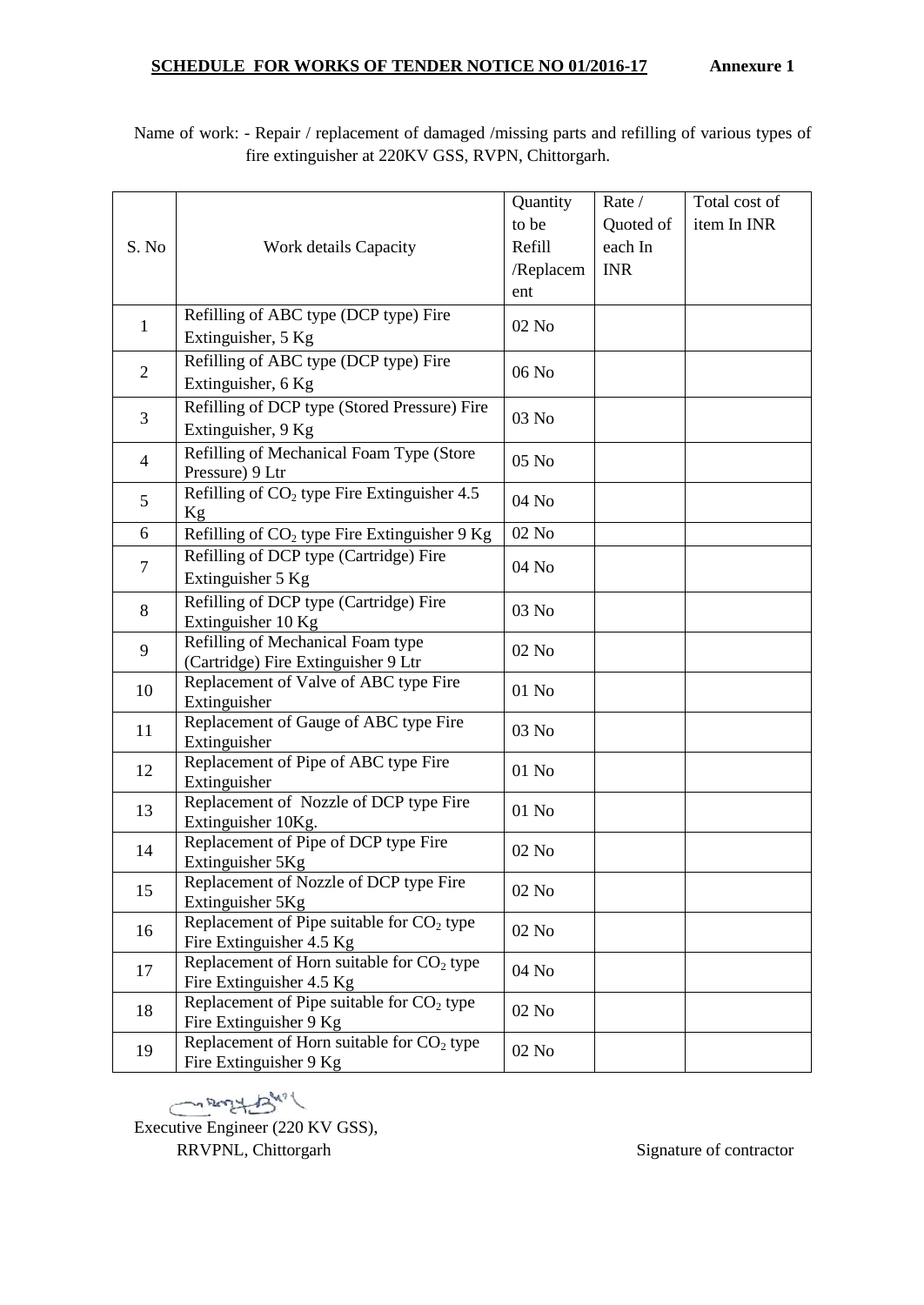**SCHEDULE FOR WORKS OF TENDER NOTICE NO 01/2016-17** **Annexure 1**

Name of work: - Repair / replacement of damaged /missing parts and refilling of various types of fire extinguisher at 220KV GSS, RVPN, Chittorgarh.

| S. No | Work details Capacity | Quantity to be Refill /Replacement | Rate / Quoted of each In INR | Total cost of item In INR |
|---|---|---|---|---|
| 1 | Refilling of ABC type (DCP type) Fire Extinguisher, 5 Kg | 02 No | | |
| 2 | Refilling of ABC type (DCP type) Fire Extinguisher, 6 Kg | 06 No | | |
| 3 | Refilling of DCP type (Stored Pressure) Fire Extinguisher, 9 Kg | 03 No | | |
| 4 | Refilling of Mechanical Foam Type (Store Pressure) 9 Ltr | 05 No | | |
| 5 | Refilling of $CO_2$ type Fire Extinguisher 4.5 Kg | 04 No | | |
| 6 | Refilling of $CO_2$ type Fire Extinguisher 9 Kg | 02 No | | |
| 7 | Refilling of DCP type (Cartridge) Fire Extinguisher 5 Kg | 04 No | | |
| 8 | Refilling of DCP type (Cartridge) Fire Extinguisher 10 Kg | 03 No | | |
| 9 | Refilling of Mechanical Foam type (Cartridge) Fire Extinguisher 9 Ltr | 02 No | | |
| 10 | Replacement of Valve of ABC type Fire Extinguisher | 01 No | | |
| 11 | Replacement of Gauge of ABC type Fire Extinguisher | 03 No | | |
| 12 | Replacement of Pipe of ABC type Fire Extinguisher | 01 No | | |
| 13 | Replacement of Nozzle of DCP type Fire Extinguisher 10Kg. | 01 No | | |
| 14 | Replacement of Pipe of DCP type Fire Extinguisher 5Kg | 02 No | | |
| 15 | Replacement of Nozzle of DCP type Fire Extinguisher 5Kg | 02 No | | |
| 16 | Replacement of Pipe suitable for $CO_2$ type Fire Extinguisher 4.5 Kg | 02 No | | |
| 17 | Replacement of Horn suitable for $CO_2$ type Fire Extinguisher 4.5 Kg | 04 No | | |
| 18 | Replacement of Pipe suitable for $CO_2$ type Fire Extinguisher 9 Kg | 02 No | | |
| 19 | Replacement of Horn suitable for $CO_2$ type Fire Extinguisher 9 Kg | 02 No | | |

Executive Engineer (220 KV GSS),
RRVPNL, Chittorgarh

Signature of contractor